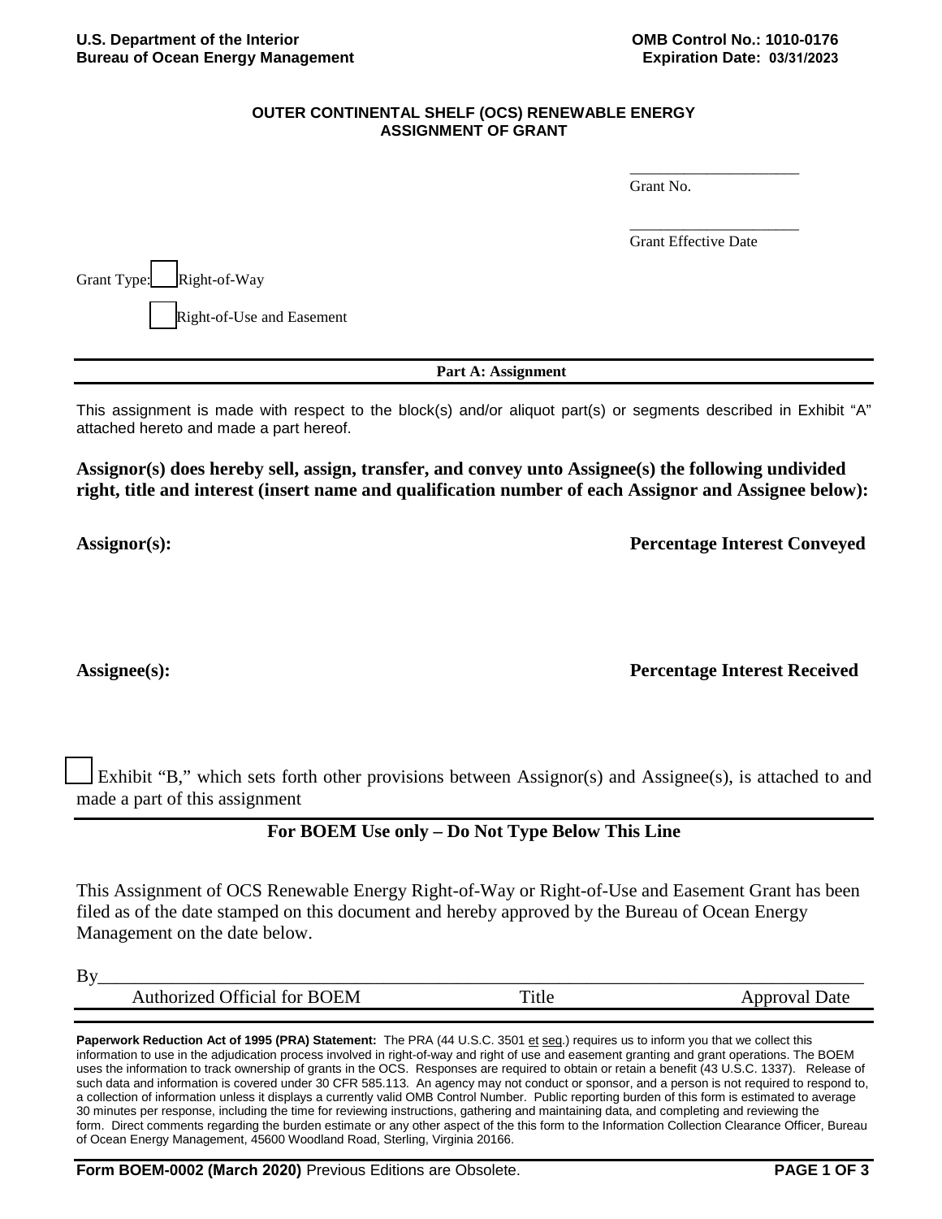U.S. Department of the Interior
Bureau of Ocean Energy Management

OMB Control No.: 1010-0176
Expiration Date: 03/31/2023

## OUTER CONTINENTAL SHELF (OCS) RENEWABLE ENERGY ASSIGNMENT OF GRANT

_____________________
Grant No.

_____________________
Grant Effective Date

Grant Type: ☐ Right-of-Way

☐ Right-of-Use and Easement

### Part A: Assignment

This assignment is made with respect to the block(s) and/or aliquot part(s) or segments described in Exhibit "A" attached hereto and made a part hereof.

**Assignor(s) does hereby sell, assign, transfer, and convey unto Assignee(s) the following undivided right, title and interest (insert name and qualification number of each Assignor and Assignee below):**

| **Assignor(s):** | **Percentage Interest Conveyed** |
|---|---|
| | |

| **Assignee(s):** | **Percentage Interest Received** |
|---|---|
| | |

☐ Exhibit "B," which sets forth other provisions between Assignor(s) and Assignee(s), is attached to and made a part of this assignment

### For BOEM Use only – Do Not Type Below This Line

This Assignment of OCS Renewable Energy Right-of-Way or Right-of-Use and Easement Grant has been filed as of the date stamped on this document and hereby approved by the Bureau of Ocean Energy Management on the date below.

By_____________________________________________________________________________

| Authorized Official for BOEM | Title | Approval Date |
|---|---|---|

**Paperwork Reduction Act of 1995 (PRA) Statement:** The PRA (44 U.S.C. 3501 et seq.) requires us to inform you that we collect this information to use in the adjudication process involved in right-of-way and right of use and easement granting and grant operations. The BOEM uses the information to track ownership of grants in the OCS. Responses are required to obtain or retain a benefit (43 U.S.C. 1337). Release of such data and information is covered under 30 CFR 585.113. An agency may not conduct or sponsor, and a person is not required to respond to, a collection of information unless it displays a currently valid OMB Control Number. Public reporting burden of this form is estimated to average 30 minutes per response, including the time for reviewing instructions, gathering and maintaining data, and completing and reviewing the form. Direct comments regarding the burden estimate or any other aspect of the this form to the Information Collection Clearance Officer, Bureau of Ocean Energy Management, 45600 Woodland Road, Sterling, Virginia 20166.

**Form BOEM-0002 (March 2020)** Previous Editions are Obsolete.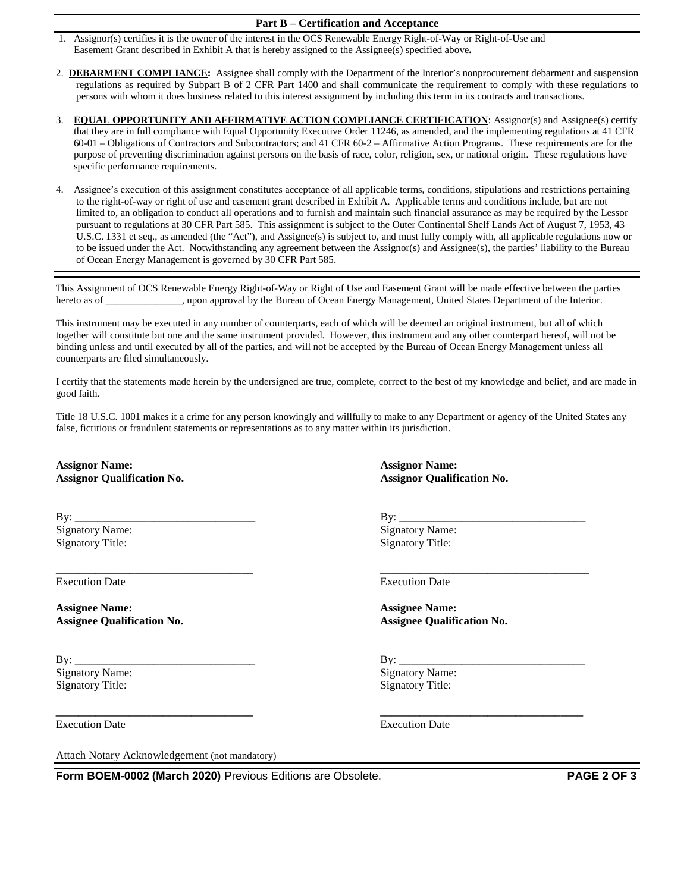## Part B – Certification and Acceptance

1. Assignor(s) certifies it is the owner of the interest in the OCS Renewable Energy Right-of-Way or Right-of-Use and Easement Grant described in Exhibit A that is hereby assigned to the Assignee(s) specified above**.**

2. **DEBARMENT COMPLIANCE:** Assignee shall comply with the Department of the Interior's nonprocurement debarment and suspension regulations as required by Subpart B of 2 CFR Part 1400 and shall communicate the requirement to comply with these regulations to persons with whom it does business related to this interest assignment by including this term in its contracts and transactions.

3. **EQUAL OPPORTUNITY AND AFFIRMATIVE ACTION COMPLIANCE CERTIFICATION**: Assignor(s) and Assignee(s) certify that they are in full compliance with Equal Opportunity Executive Order 11246, as amended, and the implementing regulations at 41 CFR 60-01 – Obligations of Contractors and Subcontractors; and 41 CFR 60-2 – Affirmative Action Programs. These requirements are for the purpose of preventing discrimination against persons on the basis of race, color, religion, sex, or national origin. These regulations have specific performance requirements.

4. Assignee's execution of this assignment constitutes acceptance of all applicable terms, conditions, stipulations and restrictions pertaining to the right-of-way or right of use and easement grant described in Exhibit A. Applicable terms and conditions include, but are not limited to, an obligation to conduct all operations and to furnish and maintain such financial assurance as may be required by the Lessor pursuant to regulations at 30 CFR Part 585. This assignment is subject to the Outer Continental Shelf Lands Act of August 7, 1953, 43 U.S.C. 1331 et seq., as amended (the "Act"), and Assignee(s) is subject to, and must fully comply with, all applicable regulations now or to be issued under the Act. Notwithstanding any agreement between the Assignor(s) and Assignee(s), the parties' liability to the Bureau of Ocean Energy Management is governed by 30 CFR Part 585.

---

This Assignment of OCS Renewable Energy Right-of-Way or Right of Use and Easement Grant will be made effective between the parties hereto as of _______________, upon approval by the Bureau of Ocean Energy Management, United States Department of the Interior.

This instrument may be executed in any number of counterparts, each of which will be deemed an original instrument, but all of which together will constitute but one and the same instrument provided. However, this instrument and any other counterpart hereof, will not be binding unless and until executed by all of the parties, and will not be accepted by the Bureau of Ocean Energy Management unless all counterparts are filed simultaneously.

I certify that the statements made herein by the undersigned are true, complete, correct to the best of my knowledge and belief, and are made in good faith.

Title 18 U.S.C. 1001 makes it a crime for any person knowingly and willfully to make to any Department or agency of the United States any false, fictitious or fraudulent statements or representations as to any matter within its jurisdiction.

**Assignor Name:**
**Assignor Qualification No.**

By: ________________________________
Signatory Name:
Signatory Title:

________________________________
Execution Date

**Assignor Name:**
**Assignor Qualification No.**

By: ________________________________
Signatory Name:
Signatory Title:

________________________________
Execution Date

**Assignee Name:**
**Assignee Qualification No.**

By: ________________________________
Signatory Name:
Signatory Title:

________________________________
Execution Date

**Assignee Name:**
**Assignee Qualification No.**

By: ________________________________
Signatory Name:
Signatory Title:

________________________________
Execution Date

Attach Notary Acknowledgement (not mandatory)

**Form BOEM-0002 (March 2020)** Previous Editions are Obsolete.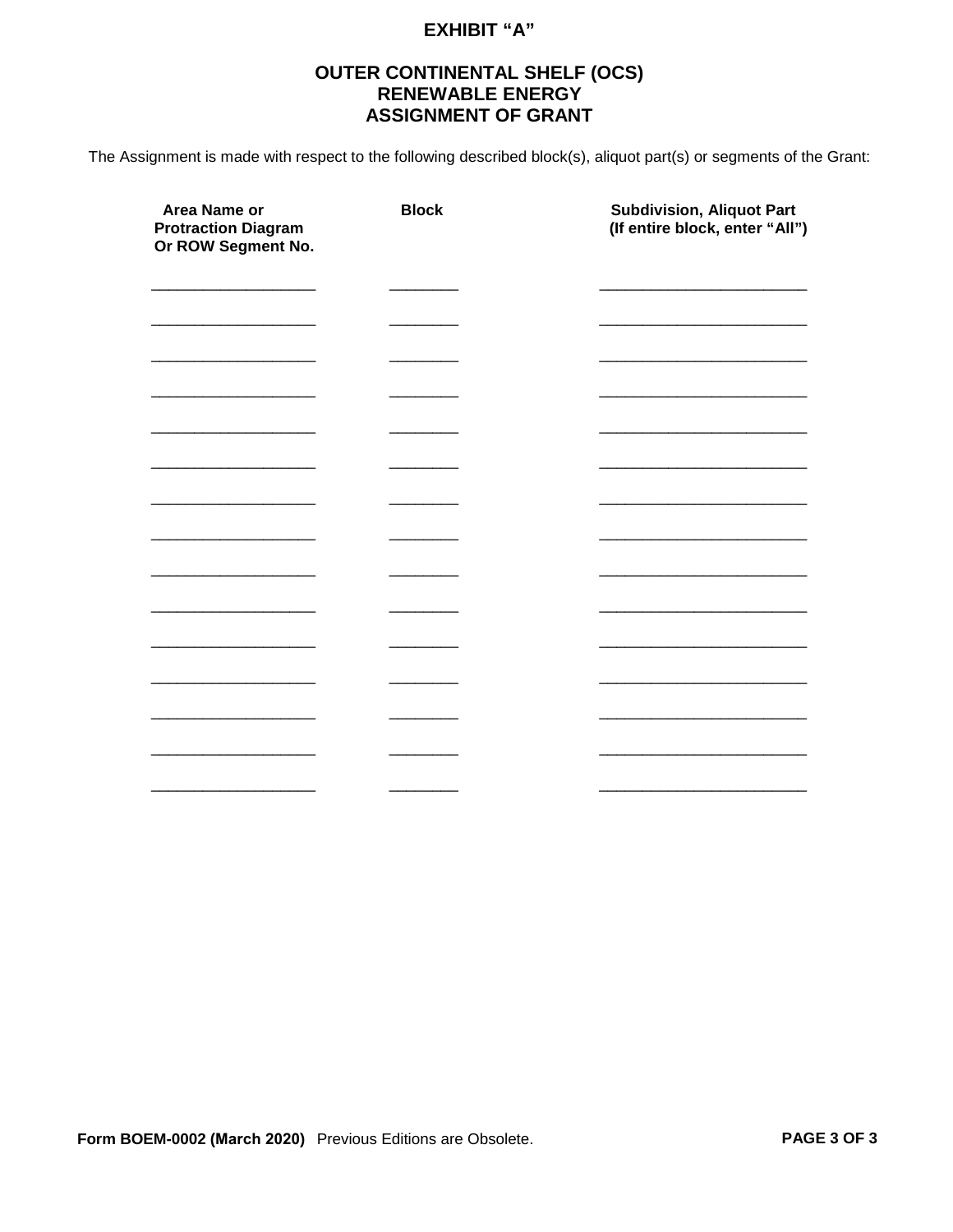# EXHIBIT "A"

## OUTER CONTINENTAL SHELF (OCS) RENEWABLE ENERGY ASSIGNMENT OF GRANT

The Assignment is made with respect to the following described block(s), aliquot part(s) or segments of the Grant:

| Area Name or Protraction Diagram Or ROW Segment No. | Block | Subdivision, Aliquot Part (If entire block, enter "All") |
|---|---|---|
| ___________________ | ________ | ________________________ |
| ___________________ | ________ | ________________________ |
| ___________________ | ________ | ________________________ |
| ___________________ | ________ | ________________________ |
| ___________________ | ________ | ________________________ |
| ___________________ | ________ | ________________________ |
| ___________________ | ________ | ________________________ |
| ___________________ | ________ | ________________________ |
| ___________________ | ________ | ________________________ |
| ___________________ | ________ | ________________________ |
| ___________________ | ________ | ________________________ |
| ___________________ | ________ | ________________________ |
| ___________________ | ________ | ________________________ |
| ___________________ | ________ | ________________________ |
| ___________________ | ________ | ________________________ |

**Form BOEM-0002 (March 2020)** Previous Editions are Obsolete.